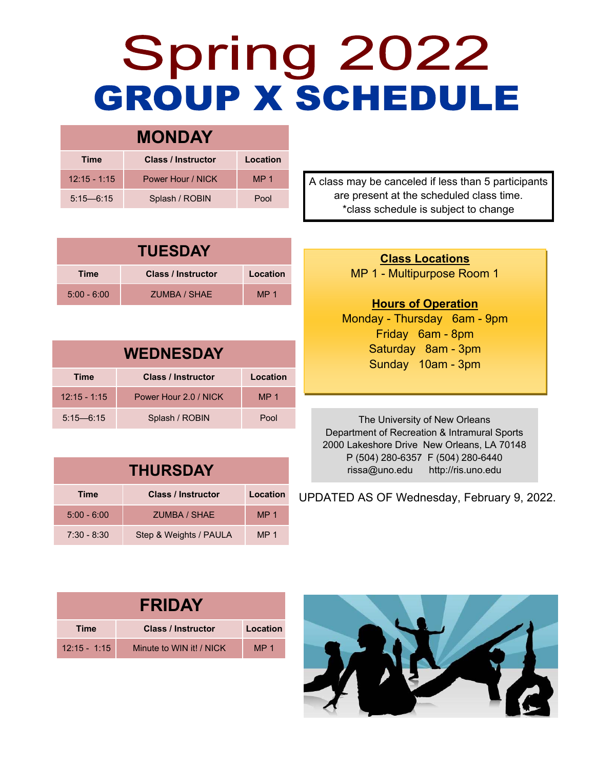# Spring 2022

# GROUP X SCHEDULE

## MONDAY

| Time | Class / Instructor | Location |
|---|---|---|
| 12:15 - 1:15 | Power Hour / NICK | MP 1 |
| 5:15—6:15 | Splash / ROBIN | Pool |

A class may be canceled if less than 5 participants are present at the scheduled class time.
*class schedule is subject to change

## TUESDAY

| Time | Class / Instructor | Location |
|---|---|---|
| 5:00 - 6:00 | ZUMBA / SHAE | MP 1 |

**Class Locations**

MP 1 - Multipurpose Room 1

**Hours of Operation**

Monday - Thursday 6am - 9pm
Friday 6am - 8pm
Saturday 8am - 3pm
Sunday 10am - 3pm

## WEDNESDAY

| Time | Class / Instructor | Location |
|---|---|---|
| 12:15 - 1:15 | Power Hour 2.0 / NICK | MP 1 |
| 5:15—6:15 | Splash / ROBIN | Pool |

The University of New Orleans
Department of Recreation & Intramural Sports
2000 Lakeshore Drive New Orleans, LA 70148
P (504) 280-6357 F (504) 280-6440
rissa@uno.edu http://ris.uno.edu

## THURSDAY

| Time | Class / Instructor | Location |
|---|---|---|
| 5:00 - 6:00 | ZUMBA / SHAE | MP 1 |
| 7:30 - 8:30 | Step & Weights / PAULA | MP 1 |

UPDATED AS OF Wednesday, February 9, 2022.

## FRIDAY

| Time | Class / Instructor | Location |
|---|---|---|
| 12:15 - 1:15 | Minute to WIN it! / NICK | MP 1 |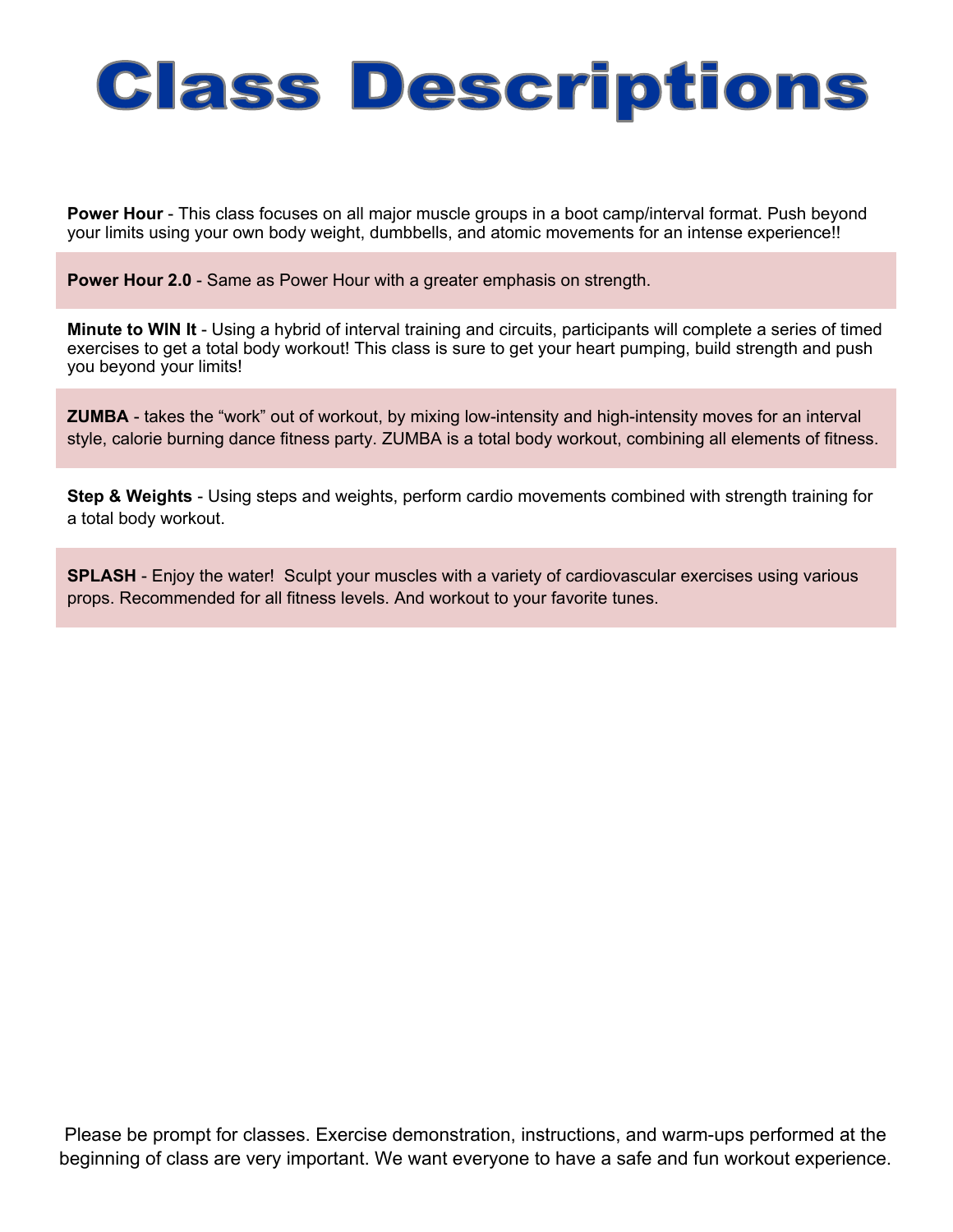# Class Descriptions

**Power Hour** - This class focuses on all major muscle groups in a boot camp/interval format. Push beyond your limits using your own body weight, dumbbells, and atomic movements for an intense experience!!

**Power Hour 2.0** - Same as Power Hour with a greater emphasis on strength.

**Minute to WIN It** - Using a hybrid of interval training and circuits, participants will complete a series of timed exercises to get a total body workout! This class is sure to get your heart pumping, build strength and push you beyond your limits!

**ZUMBA** - takes the "work" out of workout, by mixing low-intensity and high-intensity moves for an interval style, calorie burning dance fitness party. ZUMBA is a total body workout, combining all elements of fitness.

**Step & Weights** - Using steps and weights, perform cardio movements combined with strength training for a total body workout.

**SPLASH** - Enjoy the water! Sculpt your muscles with a variety of cardiovascular exercises using various props. Recommended for all fitness levels. And workout to your favorite tunes.

Please be prompt for classes. Exercise demonstration, instructions, and warm-ups performed at the beginning of class are very important. We want everyone to have a safe and fun workout experience.